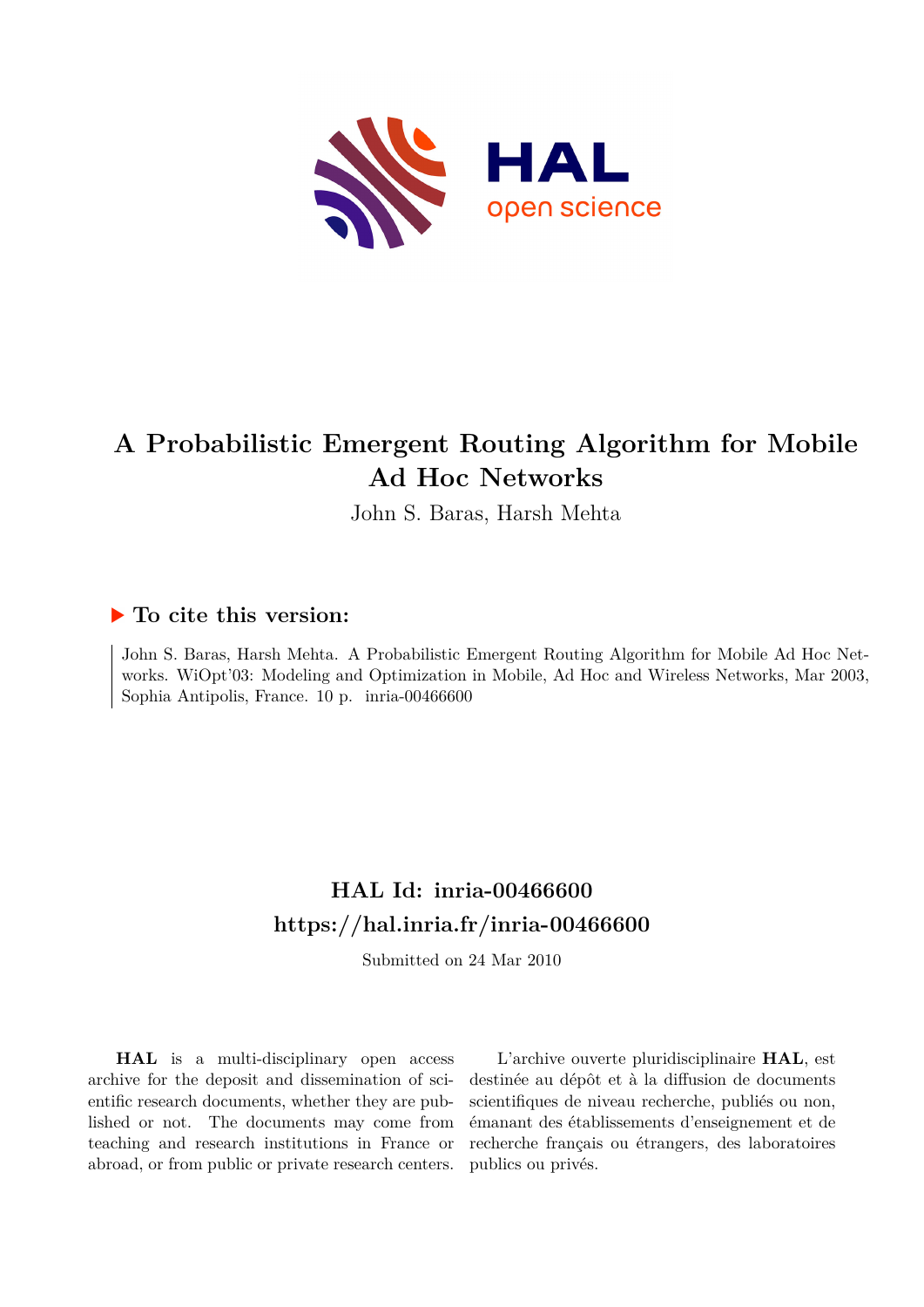# A Probabilistic Emergent Routing Algorithm for Mobile Ad Hoc Networks

John S. Baras, Harsh Mehta

## ▶ To cite this version:

John S. Baras, Harsh Mehta. A Probabilistic Emergent Routing Algorithm for Mobile Ad Hoc Networks. WiOpt'03: Modeling and Optimization in Mobile, Ad Hoc and Wireless Networks, Mar 2003, Sophia Antipolis, France. 10 p. inria-00466600

## HAL Id: inria-00466600
## https://hal.inria.fr/inria-00466600

Submitted on 24 Mar 2010

**HAL** is a multi-disciplinary open access archive for the deposit and dissemination of scientific research documents, whether they are published or not. The documents may come from teaching and research institutions in France or abroad, or from public or private research centers.

L'archive ouverte pluridisciplinaire **HAL**, est destinée au dépôt et à la diffusion de documents scientifiques de niveau recherche, publiés ou non, émanant des établissements d'enseignement et de recherche français ou étrangers, des laboratoires publics ou privés.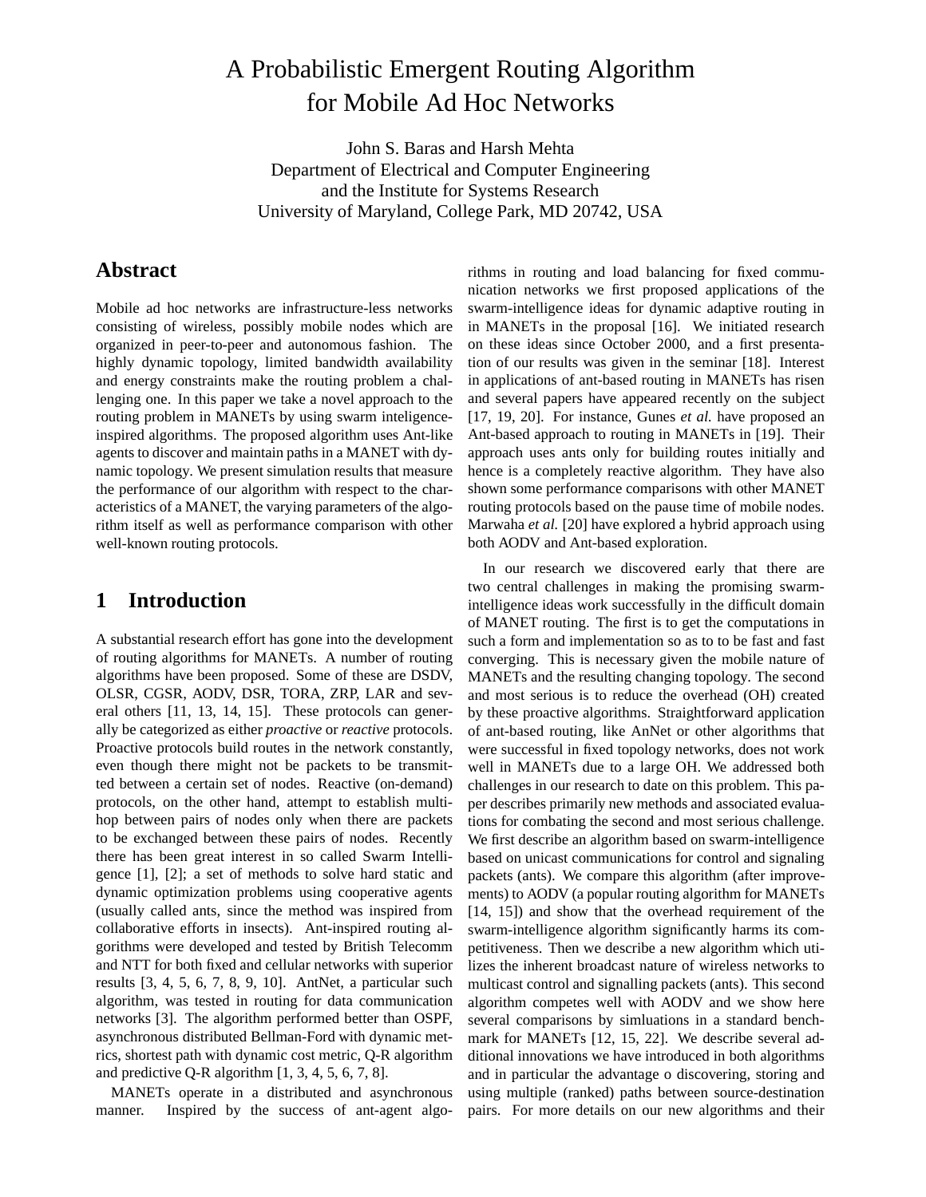# A Probabilistic Emergent Routing Algorithm for Mobile Ad Hoc Networks

John S. Baras and Harsh Mehta
Department of Electrical and Computer Engineering
and the Institute for Systems Research
University of Maryland, College Park, MD 20742, USA

## Abstract

Mobile ad hoc networks are infrastructure-less networks consisting of wireless, possibly mobile nodes which are organized in peer-to-peer and autonomous fashion. The highly dynamic topology, limited bandwidth availability and energy constraints make the routing problem a challenging one. In this paper we take a novel approach to the routing problem in MANETs by using swarm inteligence-inspired algorithms. The proposed algorithm uses Ant-like agents to discover and maintain paths in a MANET with dynamic topology. We present simulation results that measure the performance of our algorithm with respect to the characteristics of a MANET, the varying parameters of the algorithm itself as well as performance comparison with other well-known routing protocols.

## 1 Introduction

A substantial research effort has gone into the development of routing algorithms for MANETs. A number of routing algorithms have been proposed. Some of these are DSDV, OLSR, CGSR, AODV, DSR, TORA, ZRP, LAR and several others [11, 13, 14, 15]. These protocols can generally be categorized as either *proactive* or *reactive* protocols. Proactive protocols build routes in the network constantly, even though there might not be packets to be transmitted between a certain set of nodes. Reactive (on-demand) protocols, on the other hand, attempt to establish multihop between pairs of nodes only when there are packets to be exchanged between these pairs of nodes. Recently there has been great interest in so called Swarm Intelligence [1], [2]; a set of methods to solve hard static and dynamic optimization problems using cooperative agents (usually called ants, since the method was inspired from collaborative efforts in insects). Ant-inspired routing algorithms were developed and tested by British Telecomm and NTT for both fixed and cellular networks with superior results [3, 4, 5, 6, 7, 8, 9, 10]. AntNet, a particular such algorithm, was tested in routing for data communication networks [3]. The algorithm performed better than OSPF, asynchronous distributed Bellman-Ford with dynamic metrics, shortest path with dynamic cost metric, Q-R algorithm and predictive Q-R algorithm [1, 3, 4, 5, 6, 7, 8].

MANETs operate in a distributed and asynchronous manner. Inspired by the success of ant-agent algorithms in routing and load balancing for fixed communication networks we first proposed applications of the swarm-intelligence ideas for dynamic adaptive routing in in MANETs in the proposal [16]. We initiated research on these ideas since October 2000, and a first presentation of our results was given in the seminar [18]. Interest in applications of ant-based routing in MANETs has risen and several papers have appeared recently on the subject [17, 19, 20]. For instance, Gunes *et al.* have proposed an Ant-based approach to routing in MANETs in [19]. Their approach uses ants only for building routes initially and hence is a completely reactive algorithm. They have also shown some performance comparisons with other MANET routing protocols based on the pause time of mobile nodes. Marwaha *et al.* [20] have explored a hybrid approach using both AODV and Ant-based exploration.

In our research we discovered early that there are two central challenges in making the promising swarm-intelligence ideas work successfully in the difficult domain of MANET routing. The first is to get the computations in such a form and implementation so as to to be fast and fast converging. This is necessary given the mobile nature of MANETs and the resulting changing topology. The second and most serious is to reduce the overhead (OH) created by these proactive algorithms. Straightforward application of ant-based routing, like AnNet or other algorithms that were successful in fixed topology networks, does not work well in MANETs due to a large OH. We addressed both challenges in our research to date on this problem. This paper describes primarily new methods and associated evaluations for combating the second and most serious challenge. We first describe an algorithm based on swarm-intelligence based on unicast communications for control and signaling packets (ants). We compare this algorithm (after improvements) to AODV (a popular routing algorithm for MANETs [14, 15]) and show that the overhead requirement of the swarm-intelligence algorithm significantly harms its competitiveness. Then we describe a new algorithm which utilizes the inherent broadcast nature of wireless networks to multicast control and signalling packets (ants). This second algorithm competes well with AODV and we show here several comparisons by simluations in a standard benchmark for MANETs [12, 15, 22]. We describe several additional innovations we have introduced in both algorithms and in particular the advantage o discovering, storing and using multiple (ranked) paths between source-destination pairs. For more details on our new algorithms and their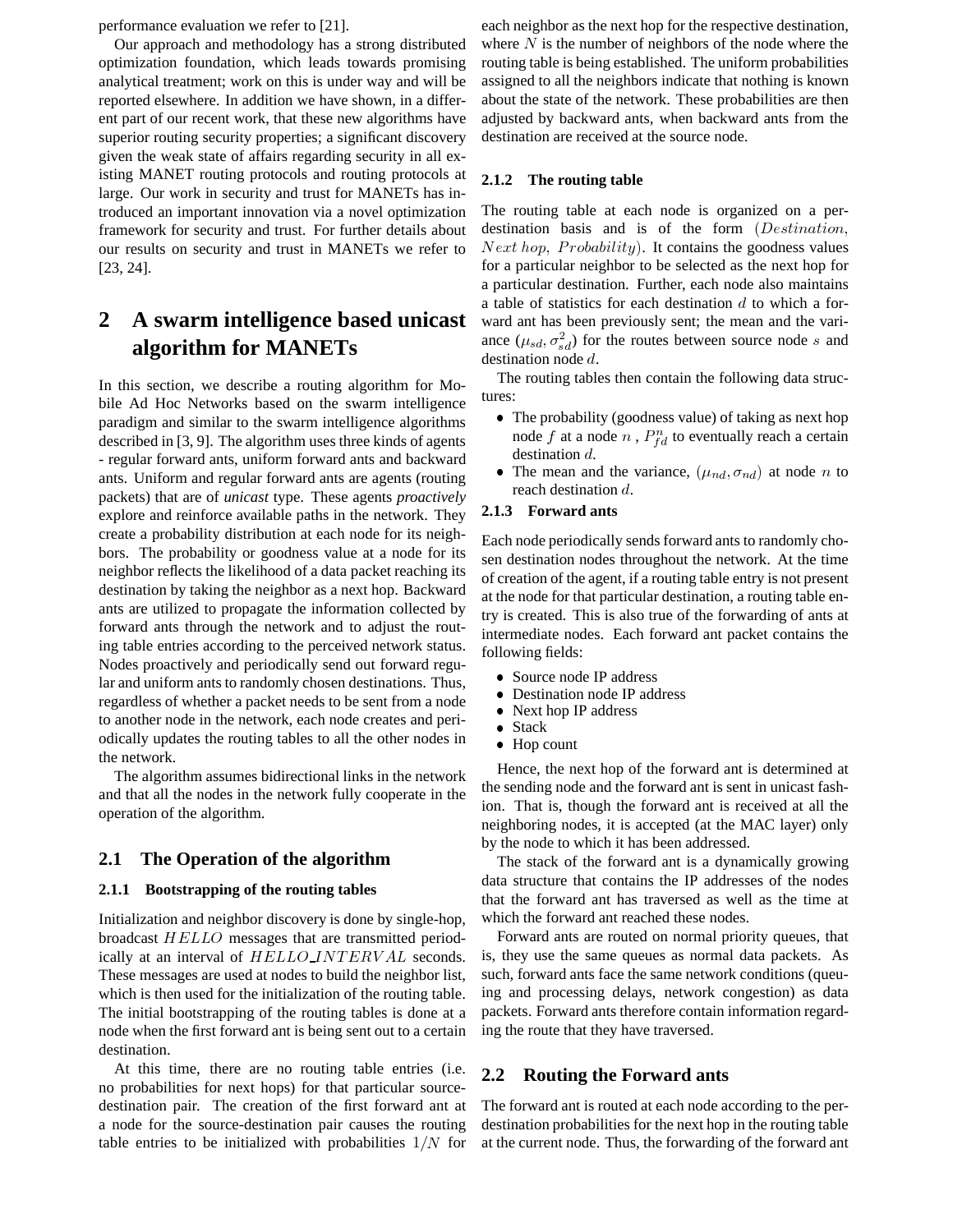performance evaluation we refer to [21].

Our approach and methodology has a strong distributed optimization foundation, which leads towards promising analytical treatment; work on this is under way and will be reported elsewhere. In addition we have shown, in a different part of our recent work, that these new algorithms have superior routing security properties; a significant discovery given the weak state of affairs regarding security in all existing MANET routing protocols and routing protocols at large. Our work in security and trust for MANETs has introduced an important innovation via a novel optimization framework for security and trust. For further details about our results on security and trust in MANETs we refer to [23, 24].

# 2 A swarm intelligence based unicast algorithm for MANETs

In this section, we describe a routing algorithm for Mobile Ad Hoc Networks based on the swarm intelligence paradigm and similar to the swarm intelligence algorithms described in [3, 9]. The algorithm uses three kinds of agents - regular forward ants, uniform forward ants and backward ants. Uniform and regular forward ants are agents (routing packets) that are of *unicast* type. These agents *proactively* explore and reinforce available paths in the network. They create a probability distribution at each node for its neighbors. The probability or goodness value at a node for its neighbor reflects the likelihood of a data packet reaching its destination by taking the neighbor as a next hop. Backward ants are utilized to propagate the information collected by forward ants through the network and to adjust the routing table entries according to the perceived network status. Nodes proactively and periodically send out forward regular and uniform ants to randomly chosen destinations. Thus, regardless of whether a packet needs to be sent from a node to another node in the network, each node creates and periodically updates the routing tables to all the other nodes in the network.

The algorithm assumes bidirectional links in the network and that all the nodes in the network fully cooperate in the operation of the algorithm.

## 2.1 The Operation of the algorithm

### 2.1.1 Bootstrapping of the routing tables

Initialization and neighbor discovery is done by single-hop, broadcast $HELLO$ messages that are transmitted periodically at an interval of $HELLO\_INTERVAL$ seconds. These messages are used at nodes to build the neighbor list, which is then used for the initialization of the routing table. The initial bootstrapping of the routing tables is done at a node when the first forward ant is being sent out to a certain destination.

At this time, there are no routing table entries (i.e. no probabilities for next hops) for that particular source-destination pair. The creation of the first forward ant at a node for the source-destination pair causes the routing table entries to be initialized with probabilities $1/N$ for each neighbor as the next hop for the respective destination, where $N$ is the number of neighbors of the node where the routing table is being established. The uniform probabilities assigned to all the neighbors indicate that nothing is known about the state of the network. These probabilities are then adjusted by backward ants, when backward ants from the destination are received at the source node.

### 2.1.2 The routing table

The routing table at each node is organized on a per-destination basis and is of the form $(Destination, Next\ hop, Probability)$. It contains the goodness values for a particular neighbor to be selected as the next hop for a particular destination. Further, each node also maintains a table of statistics for each destination $d$ to which a forward ant has been previously sent; the mean and the variance $(\mu_{sd}, \sigma_{sd}^2)$ for the routes between source node $s$ and destination node $d$.

The routing tables then contain the following data structures:

- The probability (goodness value) of taking as next hop node $f$ at a node $n$ , $P_{fd}^n$ to eventually reach a certain destination $d$.
- The mean and the variance, $(\mu_{nd}, \sigma_{nd})$ at node $n$ to reach destination $d$.

### 2.1.3 Forward ants

Each node periodically sends forward ants to randomly chosen destination nodes throughout the network. At the time of creation of the agent, if a routing table entry is not present at the node for that particular destination, a routing table entry is created. This is also true of the forwarding of ants at intermediate nodes. Each forward ant packet contains the following fields:

- Source node IP address
- Destination node IP address
- Next hop IP address
- Stack
- Hop count

Hence, the next hop of the forward ant is determined at the sending node and the forward ant is sent in unicast fashion. That is, though the forward ant is received at all the neighboring nodes, it is accepted (at the MAC layer) only by the node to which it has been addressed.

The stack of the forward ant is a dynamically growing data structure that contains the IP addresses of the nodes that the forward ant has traversed as well as the time at which the forward ant reached these nodes.

Forward ants are routed on normal priority queues, that is, they use the same queues as normal data packets. As such, forward ants face the same network conditions (queuing and processing delays, network congestion) as data packets. Forward ants therefore contain information regarding the route that they have traversed.

## 2.2 Routing the Forward ants

The forward ant is routed at each node according to the per-destination probabilities for the next hop in the routing table at the current node. Thus, the forwarding of the forward ant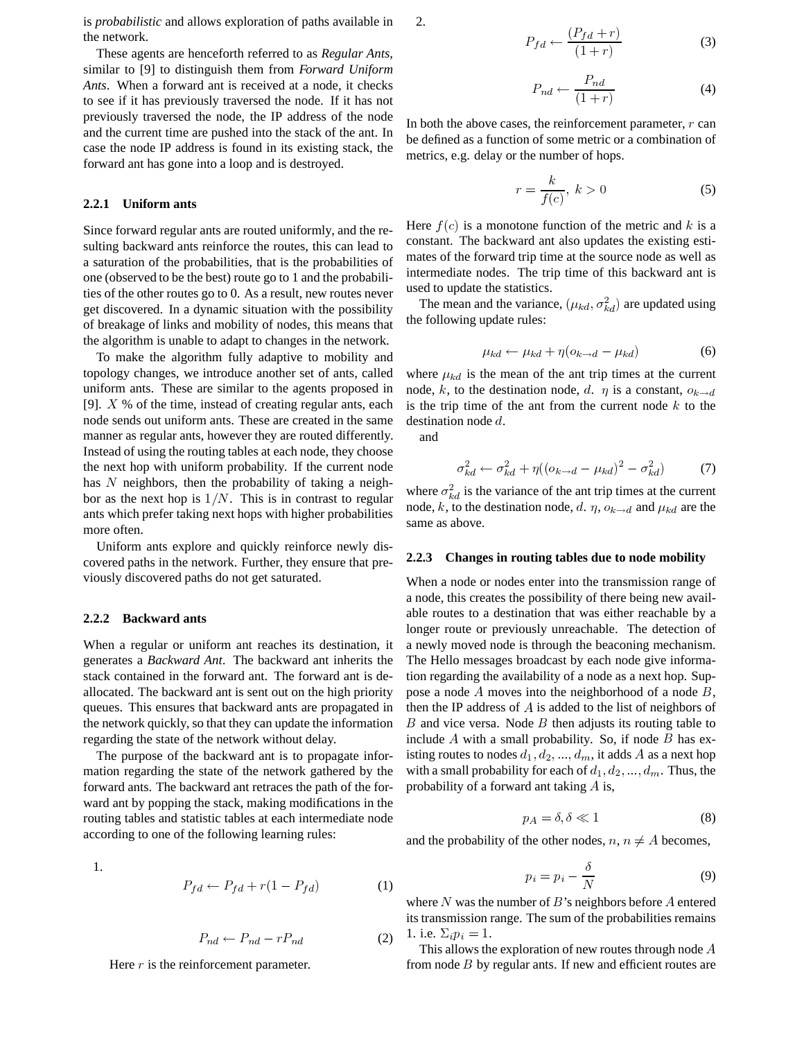is *probabilistic* and allows exploration of paths available in the network.

These agents are henceforth referred to as *Regular Ants*, similar to [9] to distinguish them from *Forward Uniform Ants*. When a forward ant is received at a node, it checks to see if it has previously traversed the node. If it has not previously traversed the node, the IP address of the node and the current time are pushed into the stack of the ant. In case the node IP address is found in its existing stack, the forward ant has gone into a loop and is destroyed.

#### 2.2.1 Uniform ants

Since forward regular ants are routed uniformly, and the resulting backward ants reinforce the routes, this can lead to a saturation of the probabilities, that is the probabilities of one (observed to be the best) route go to 1 and the probabilities of the other routes go to 0. As a result, new routes never get discovered. In a dynamic situation with the possibility of breakage of links and mobility of nodes, this means that the algorithm is unable to adapt to changes in the network.

To make the algorithm fully adaptive to mobility and topology changes, we introduce another set of ants, called uniform ants. These are similar to the agents proposed in [9]. $X$ % of the time, instead of creating regular ants, each node sends out uniform ants. These are created in the same manner as regular ants, however they are routed differently. Instead of using the routing tables at each node, they choose the next hop with uniform probability. If the current node has $N$ neighbors, then the probability of taking a neighbor as the next hop is $1/N$. This is in contrast to regular ants which prefer taking next hops with higher probabilities more often.

Uniform ants explore and quickly reinforce newly discovered paths in the network. Further, they ensure that previously discovered paths do not get saturated.

#### 2.2.2 Backward ants

When a regular or uniform ant reaches its destination, it generates a *Backward Ant*. The backward ant inherits the stack contained in the forward ant. The forward ant is deallocated. The backward ant is sent out on the high priority queues. This ensures that backward ants are propagated in the network quickly, so that they can update the information regarding the state of the network without delay.

The purpose of the backward ant is to propagate information regarding the state of the network gathered by the forward ants. The backward ant retraces the path of the forward ant by popping the stack, making modifications in the routing tables and statistic tables at each intermediate node according to one of the following learning rules:

1.

$$P_{fd} \leftarrow P_{fd} + r(1 - P_{fd}) \tag{1}$$

$$P_{nd} \leftarrow P_{nd} - rP_{nd} \tag{2}$$

Here $r$ is the reinforcement parameter.

2.

$$P_{fd} \leftarrow \frac{(P_{fd} + r)}{(1 + r)} \tag{3}$$

$$P_{nd} \leftarrow \frac{P_{nd}}{(1 + r)} \tag{4}$$

In both the above cases, the reinforcement parameter, $r$ can be defined as a function of some metric or a combination of metrics, e.g. delay or the number of hops.

$$r = \frac{k}{f(c)},\ k > 0 \tag{5}$$

Here $f(c)$ is a monotone function of the metric and $k$ is a constant. The backward ant also updates the existing estimates of the forward trip time at the source node as well as intermediate nodes. The trip time of this backward ant is used to update the statistics.

The mean and the variance, $(\mu_{kd}, \sigma^2_{kd})$ are updated using the following update rules:

$$\mu_{kd} \leftarrow \mu_{kd} + \eta(o_{k \to d} - \mu_{kd}) \tag{6}$$

where $\mu_{kd}$ is the mean of the ant trip times at the current node, $k$, to the destination node, $d$. $\eta$ is a constant, $o_{k \to d}$ is the trip time of the ant from the current node $k$ to the destination node $d$.

and

$$\sigma^2_{kd} \leftarrow \sigma^2_{kd} + \eta((o_{k \to d} - \mu_{kd})^2 - \sigma^2_{kd}) \tag{7}$$

where $\sigma^2_{kd}$ is the variance of the ant trip times at the current node, $k$, to the destination node, $d$. $\eta$, $o_{k \to d}$ and $\mu_{kd}$ are the same as above.

#### 2.2.3 Changes in routing tables due to node mobility

When a node or nodes enter into the transmission range of a node, this creates the possibility of there being new available routes to a destination that was either reachable by a longer route or previously unreachable. The detection of a newly moved node is through the beaconing mechanism. The Hello messages broadcast by each node give information regarding the availability of a node as a next hop. Suppose a node $A$ moves into the neighborhood of a node $B$, then the IP address of $A$ is added to the list of neighbors of $B$ and vice versa. Node $B$ then adjusts its routing table to include $A$ with a small probability. So, if node $B$ has existing routes to nodes $d_1, d_2, ..., d_m$, it adds $A$ as a next hop with a small probability for each of $d_1, d_2, ..., d_m$. Thus, the probability of a forward ant taking $A$ is,

$$p_A = \delta, \delta \ll 1 \tag{8}$$

and the probability of the other nodes, $n, n \neq A$ becomes,

$$p_i = p_i - \frac{\delta}{N} \tag{9}$$

where $N$ was the number of $B$'s neighbors before $A$ entered its transmission range. The sum of the probabilities remains 1. i.e. $\Sigma_i p_i = 1$.

This allows the exploration of new routes through node $A$ from node $B$ by regular ants. If new and efficient routes are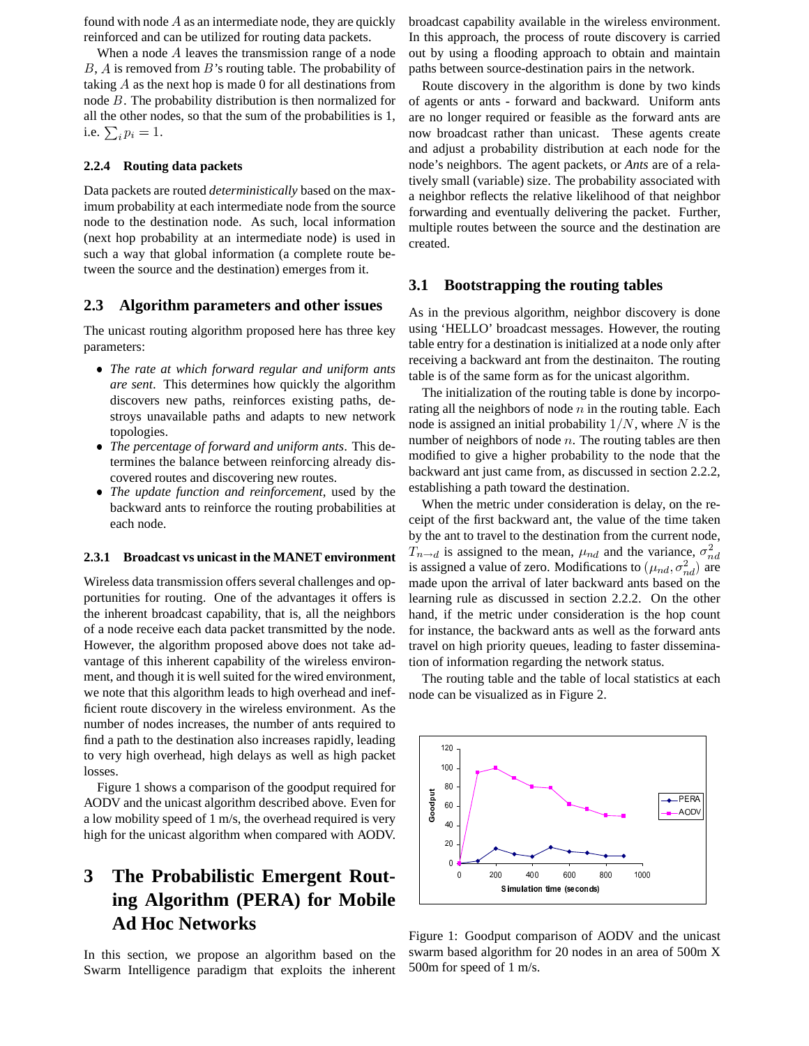found with node $A$ as an intermediate node, they are quickly reinforced and can be utilized for routing data packets.

When a node $A$ leaves the transmission range of a node $B$, $A$ is removed from $B$'s routing table. The probability of taking $A$ as the next hop is made 0 for all destinations from node $B$. The probability distribution is then normalized for all the other nodes, so that the sum of the probabilities is 1, i.e. $\sum_i p_i = 1$.

#### 2.2.4 Routing data packets

Data packets are routed *deterministically* based on the maximum probability at each intermediate node from the source node to the destination node. As such, local information (next hop probability at an intermediate node) is used in such a way that global information (a complete route between the source and the destination) emerges from it.

### 2.3 Algorithm parameters and other issues

The unicast routing algorithm proposed here has three key parameters:

- *The rate at which forward regular and uniform ants are sent*. This determines how quickly the algorithm discovers new paths, reinforces existing paths, destroys unavailable paths and adapts to new network topologies.
- *The percentage of forward and uniform ants*. This determines the balance between reinforcing already discovered routes and discovering new routes.
- *The update function and reinforcement*, used by the backward ants to reinforce the routing probabilities at each node.

#### 2.3.1 Broadcast vs unicast in the MANET environment

Wireless data transmission offers several challenges and opportunities for routing. One of the advantages it offers is the inherent broadcast capability, that is, all the neighbors of a node receive each data packet transmitted by the node. However, the algorithm proposed above does not take advantage of this inherent capability of the wireless environment, and though it is well suited for the wired environment, we note that this algorithm leads to high overhead and inefficient route discovery in the wireless environment. As the number of nodes increases, the number of ants required to find a path to the destination also increases rapidly, leading to very high overhead, high delays as well as high packet losses.

Figure 1 shows a comparison of the goodput required for AODV and the unicast algorithm described above. Even for a low mobility speed of 1 m/s, the overhead required is very high for the unicast algorithm when compared with AODV.

## 3 The Probabilistic Emergent Routing Algorithm (PERA) for Mobile Ad Hoc Networks

In this section, we propose an algorithm based on the Swarm Intelligence paradigm that exploits the inherent broadcast capability available in the wireless environment. In this approach, the process of route discovery is carried out by using a flooding approach to obtain and maintain paths between source-destination pairs in the network.

Route discovery in the algorithm is done by two kinds of agents or ants - forward and backward. Uniform ants are no longer required or feasible as the forward ants are now broadcast rather than unicast. These agents create and adjust a probability distribution at each node for the node's neighbors. The agent packets, or *Ants* are of a relatively small (variable) size. The probability associated with a neighbor reflects the relative likelihood of that neighbor forwarding and eventually delivering the packet. Further, multiple routes between the source and the destination are created.

### 3.1 Bootstrapping the routing tables

As in the previous algorithm, neighbor discovery is done using 'HELLO' broadcast messages. However, the routing table entry for a destination is initialized at a node only after receiving a backward ant from the destinaiton. The routing table is of the same form as for the unicast algorithm.

The initialization of the routing table is done by incorporating all the neighbors of node $n$ in the routing table. Each node is assigned an initial probability $1/N$, where $N$ is the number of neighbors of node $n$. The routing tables are then modified to give a higher probability to the node that the backward ant just came from, as discussed in section 2.2.2, establishing a path toward the destination.

When the metric under consideration is delay, on the receipt of the first backward ant, the value of the time taken by the ant to travel to the destination from the current node, $T_{n \to d}$ is assigned to the mean, $\mu_{nd}$ and the variance, $\sigma^2_{nd}$ is assigned a value of zero. Modifications to $(\mu_{nd}, \sigma^2_{nd})$ are made upon the arrival of later backward ants based on the learning rule as discussed in section 2.2.2. On the other hand, if the metric under consideration is the hop count for instance, the backward ants as well as the forward ants travel on high priority queues, leading to faster dissemination of information regarding the network status.

The routing table and the table of local statistics at each node can be visualized as in Figure 2.

Figure 1: Goodput comparison of AODV and the unicast swarm based algorithm for 20 nodes in an area of 500m X 500m for speed of 1 m/s.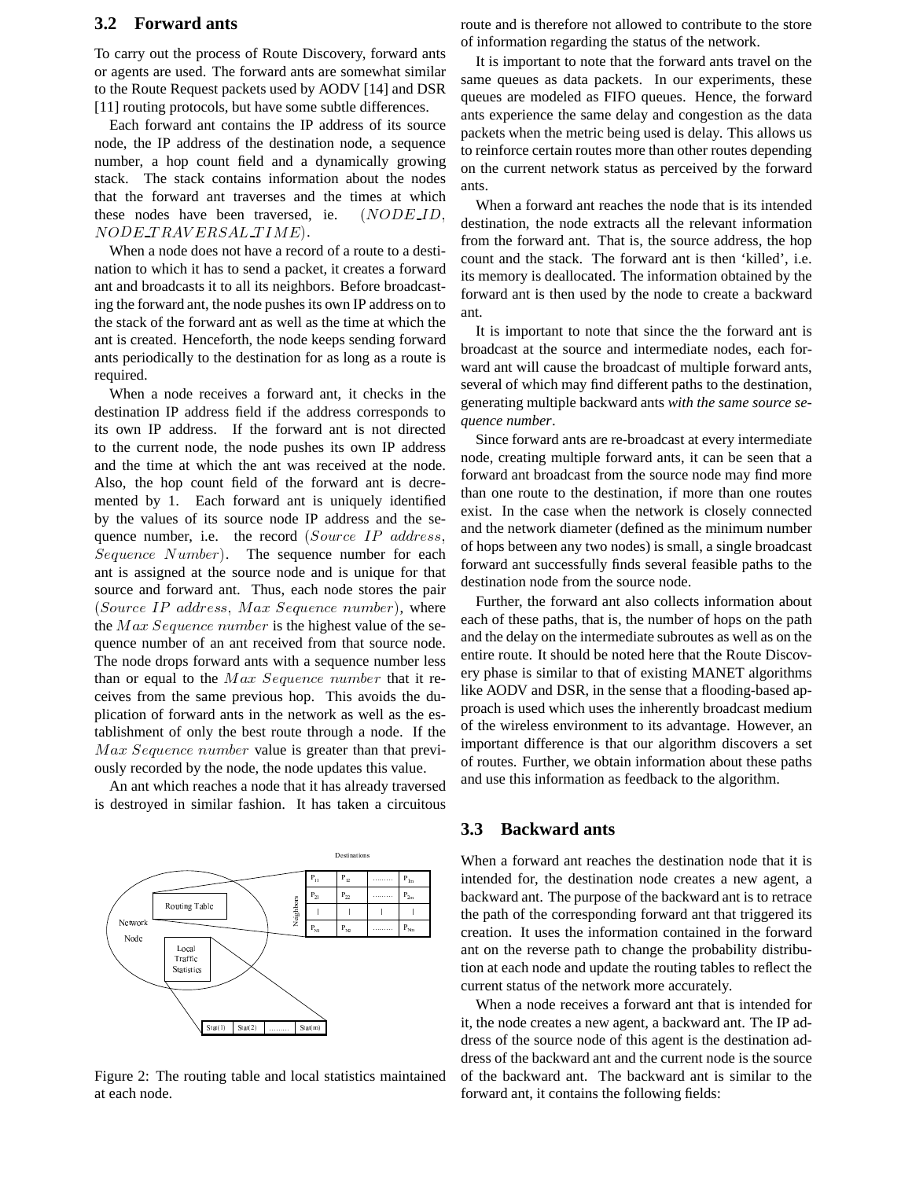### 3.2 Forward ants

To carry out the process of Route Discovery, forward ants or agents are used. The forward ants are somewhat similar to the Route Request packets used by AODV [14] and DSR [11] routing protocols, but have some subtle differences.

Each forward ant contains the IP address of its source node, the IP address of the destination node, a sequence number, a hop count field and a dynamically growing stack. The stack contains information about the nodes that the forward ant traverses and the times at which these nodes have been traversed, ie. $(NODE\_ID, NODE\_TRAVERSAL\_TIME)$.

When a node does not have a record of a route to a destination to which it has to send a packet, it creates a forward ant and broadcasts it to all its neighbors. Before broadcasting the forward ant, the node pushes its own IP address on to the stack of the forward ant as well as the time at which the ant is created. Henceforth, the node keeps sending forward ants periodically to the destination for as long as a route is required.

When a node receives a forward ant, it checks in the destination IP address field if the address corresponds to its own IP address. If the forward ant is not directed to the current node, the node pushes its own IP address and the time at which the ant was received at the node. Also, the hop count field of the forward ant is decremented by 1. Each forward ant is uniquely identified by the values of its source node IP address and the sequence number, i.e. the record $(Source\ IP\ address, Sequence\ Number)$. The sequence number for each ant is assigned at the source node and is unique for that source and forward ant. Thus, each node stores the pair $(Source\ IP\ address, Max\ Sequence\ number)$, where the $Max\ Sequence\ number$ is the highest value of the sequence number of an ant received from that source node. The node drops forward ants with a sequence number less than or equal to the $Max\ Sequence\ number$ that it receives from the same previous hop. This avoids the duplication of forward ants in the network as well as the establishment of only the best route through a node. If the $Max\ Sequence\ number$ value is greater than that previously recorded by the node, the node updates this value.

An ant which reaches a node that it has already traversed is destroyed in similar fashion. It has taken a circuitous route and is therefore not allowed to contribute to the store of information regarding the status of the network.

It is important to note that the forward ants travel on the same queues as data packets. In our experiments, these queues are modeled as FIFO queues. Hence, the forward ants experience the same delay and congestion as the data packets when the metric being used is delay. This allows us to reinforce certain routes more than other routes depending on the current network status as perceived by the forward ants.

When a forward ant reaches the node that is its intended destination, the node extracts all the relevant information from the forward ant. That is, the source address, the hop count and the stack. The forward ant is then 'killed', i.e. its memory is deallocated. The information obtained by the forward ant is then used by the node to create a backward ant.

It is important to note that since the the forward ant is broadcast at the source and intermediate nodes, each forward ant will cause the broadcast of multiple forward ants, several of which may find different paths to the destination, generating multiple backward ants *with the same source sequence number*.

Since forward ants are re-broadcast at every intermediate node, creating multiple forward ants, it can be seen that a forward ant broadcast from the source node may find more than one route to the destination, if more than one routes exist. In the case when the network is closely connected and the network diameter (defined as the minimum number of hops between any two nodes) is small, a single broadcast forward ant successfully finds several feasible paths to the destination node from the source node.

Further, the forward ant also collects information about each of these paths, that is, the number of hops on the path and the delay on the intermediate subroutes as well as on the entire route. It should be noted here that the Route Discovery phase is similar to that of existing MANET algorithms like AODV and DSR, in the sense that a flooding-based approach is used which uses the inherently broadcast medium of the wireless environment to its advantage. However, an important difference is that our algorithm discovers a set of routes. Further, we obtain information about these paths and use this information as feedback to the algorithm.

Figure 2: The routing table and local statistics maintained at each node.

### 3.3 Backward ants

When a forward ant reaches the destination node that it is intended for, the destination node creates a new agent, a backward ant. The purpose of the backward ant is to retrace the path of the corresponding forward ant that triggered its creation. It uses the information contained in the forward ant on the reverse path to change the probability distribution at each node and update the routing tables to reflect the current status of the network more accurately.

When a node receives a forward ant that is intended for it, the node creates a new agent, a backward ant. The IP address of the source node of this agent is the destination address of the backward ant and the current node is the source of the backward ant. The backward ant is similar to the forward ant, it contains the following fields: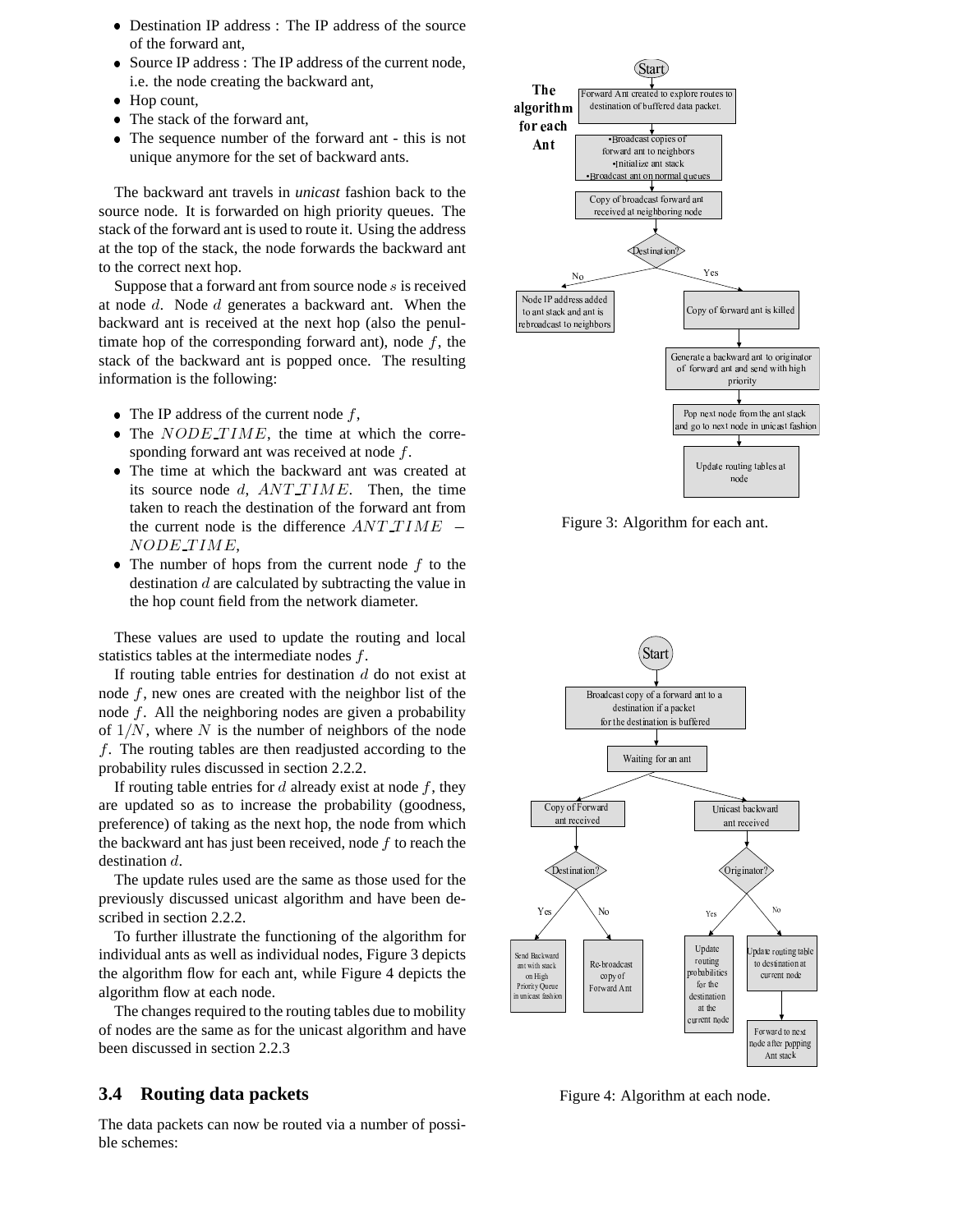- Destination IP address : The IP address of the source of the forward ant,
- Source IP address : The IP address of the current node, i.e. the node creating the backward ant,
- Hop count,
- The stack of the forward ant,
- The sequence number of the forward ant - this is not unique anymore for the set of backward ants.

The backward ant travels in *unicast* fashion back to the source node. It is forwarded on high priority queues. The stack of the forward ant is used to route it. Using the address at the top of the stack, the node forwards the backward ant to the correct next hop.

Suppose that a forward ant from source node $s$ is received at node $d$. Node $d$ generates a backward ant. When the backward ant is received at the next hop (also the penultimate hop of the corresponding forward ant), node $f$, the stack of the backward ant is popped once. The resulting information is the following:

- The IP address of the current node $f$,
- The $NODE\_TIME$, the time at which the corresponding forward ant was received at node $f$.
- The time at which the backward ant was created at its source node $d$, $ANT\_TIME$. Then, the time taken to reach the destination of the forward ant from the current node is the difference $ANT\_TIME - NODE\_TIME$,
- The number of hops from the current node $f$ to the destination $d$ are calculated by subtracting the value in the hop count field from the network diameter.

These values are used to update the routing and local statistics tables at the intermediate nodes $f$.

If routing table entries for destination $d$ do not exist at node $f$, new ones are created with the neighbor list of the node $f$. All the neighboring nodes are given a probability of $1/N$, where $N$ is the number of neighbors of the node $f$. The routing tables are then readjusted according to the probability rules discussed in section 2.2.2.

If routing table entries for $d$ already exist at node $f$, they are updated so as to increase the probability (goodness, preference) of taking as the next hop, the node from which the backward ant has just been received, node $f$ to reach the destination $d$.

The update rules used are the same as those used for the previously discussed unicast algorithm and have been described in section 2.2.2.

To further illustrate the functioning of the algorithm for individual ants as well as individual nodes, Figure 3 depicts the algorithm flow for each ant, while Figure 4 depicts the algorithm flow at each node.

The changes required to the routing tables due to mobility of nodes are the same as for the unicast algorithm and have been discussed in section 2.2.3

Figure 3: Algorithm for each ant.

Figure 4: Algorithm at each node.

### 3.4 Routing data packets

The data packets can now be routed via a number of possible schemes: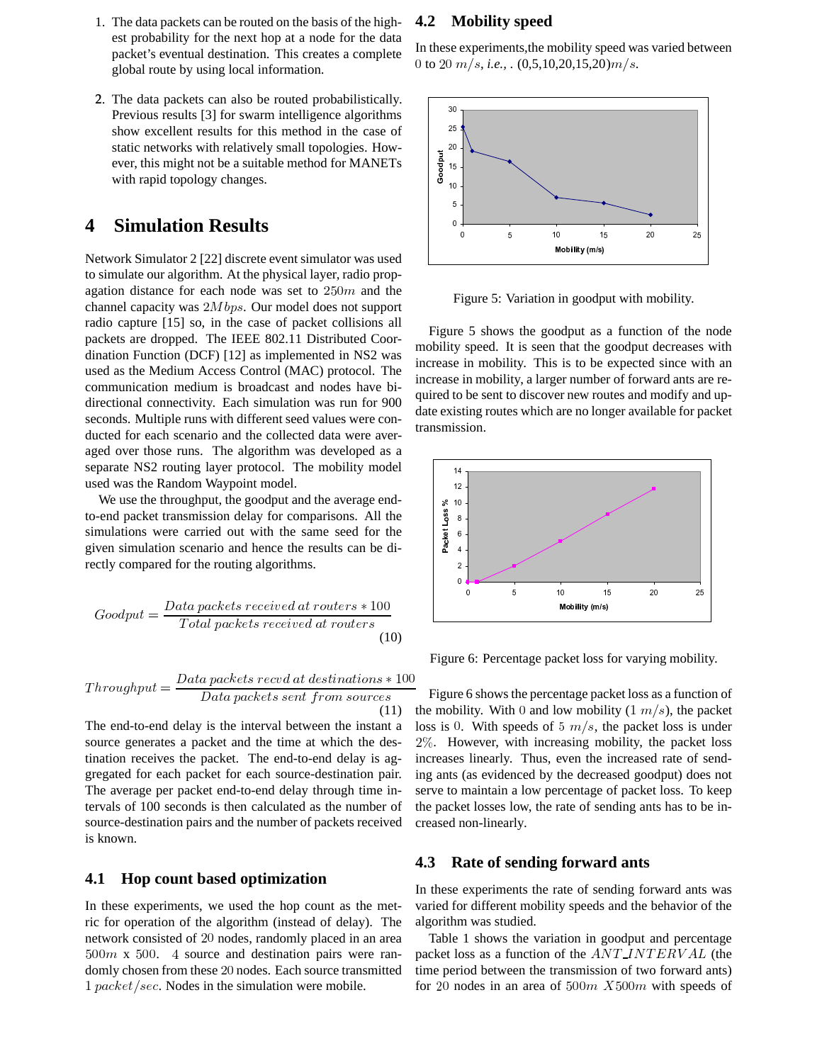1. The data packets can be routed on the basis of the highest probability for the next hop at a node for the data packet's eventual destination. This creates a complete global route by using local information.

2. The data packets can also be routed probabilistically. Previous results [3] for swarm intelligence algorithms show excellent results for this method in the case of static networks with relatively small topologies. However, this might not be a suitable method for MANETs with rapid topology changes.

# 4 Simulation Results

Network Simulator 2 [22] discrete event simulator was used to simulate our algorithm. At the physical layer, radio propagation distance for each node was set to $250m$ and the channel capacity was $2Mbps$. Our model does not support radio capture [15] so, in the case of packet collisions all packets are dropped. The IEEE 802.11 Distributed Coordination Function (DCF) [12] as implemented in NS2 was used as the Medium Access Control (MAC) protocol. The communication medium is broadcast and nodes have bi-directional connectivity. Each simulation was run for 900 seconds. Multiple runs with different seed values were conducted for each scenario and the collected data were averaged over those runs. The algorithm was developed as a separate NS2 routing layer protocol. The mobility model used was the Random Waypoint model.

We use the throughput, the goodput and the average end-to-end packet transmission delay for comparisons. All the simulations were carried out with the same seed for the given simulation scenario and hence the results can be directly compared for the routing algorithms.

$$Goodput = \frac{Data\ packets\ received\ at\ routers * 100}{Total\ packets\ received\ at\ routers} \tag{10}$$

$$Throughput = \frac{Data\ packets\ recvd\ at\ destinations * 100}{Data\ packets\ sent\ from\ sources} \tag{11}$$

The end-to-end delay is the interval between the instant a source generates a packet and the time at which the destination receives the packet. The end-to-end delay is aggregated for each packet for each source-destination pair. The average per packet end-to-end delay through time intervals of 100 seconds is then calculated as the number of source-destination pairs and the number of packets received is known.

## 4.1 Hop count based optimization

In these experiments, we used the hop count as the metric for operation of the algorithm (instead of delay). The network consisted of $20$ nodes, randomly placed in an area $500m$ x $500$. $4$ source and destination pairs were randomly chosen from these $20$ nodes. Each source transmitted $1\ packet/sec$. Nodes in the simulation were mobile.

## 4.2 Mobility speed

In these experiments,the mobility speed was varied between $0$ to $20\ m/s$, *i.e.*, . (0,5,10,20,15,20)$m/s$.

Figure 5: Variation in goodput with mobility.

Figure 5 shows the goodput as a function of the node mobility speed. It is seen that the goodput decreases with increase in mobility. This is to be expected since with an increase in mobility, a larger number of forward ants are required to be sent to discover new routes and modify and update existing routes which are no longer available for packet transmission.

Figure 6: Percentage packet loss for varying mobility.

Figure 6 shows the percentage packet loss as a function of the mobility. With $0$ and low mobility ($1\ m/s$), the packet loss is $0$. With speeds of $5\ m/s$, the packet loss is under $2\%$. However, with increasing mobility, the packet loss increases linearly. Thus, even the increased rate of sending ants (as evidenced by the decreased goodput) does not serve to maintain a low percentage of packet loss. To keep the packet losses low, the rate of sending ants has to be increased non-linearly.

## 4.3 Rate of sending forward ants

In these experiments the rate of sending forward ants was varied for different mobility speeds and the behavior of the algorithm was studied.

Table 1 shows the variation in goodput and percentage packet loss as a function of the $ANT\_INTERVAL$ (the time period between the transmission of two forward ants) for $20$ nodes in an area of $500m\ X 500m$ with speeds of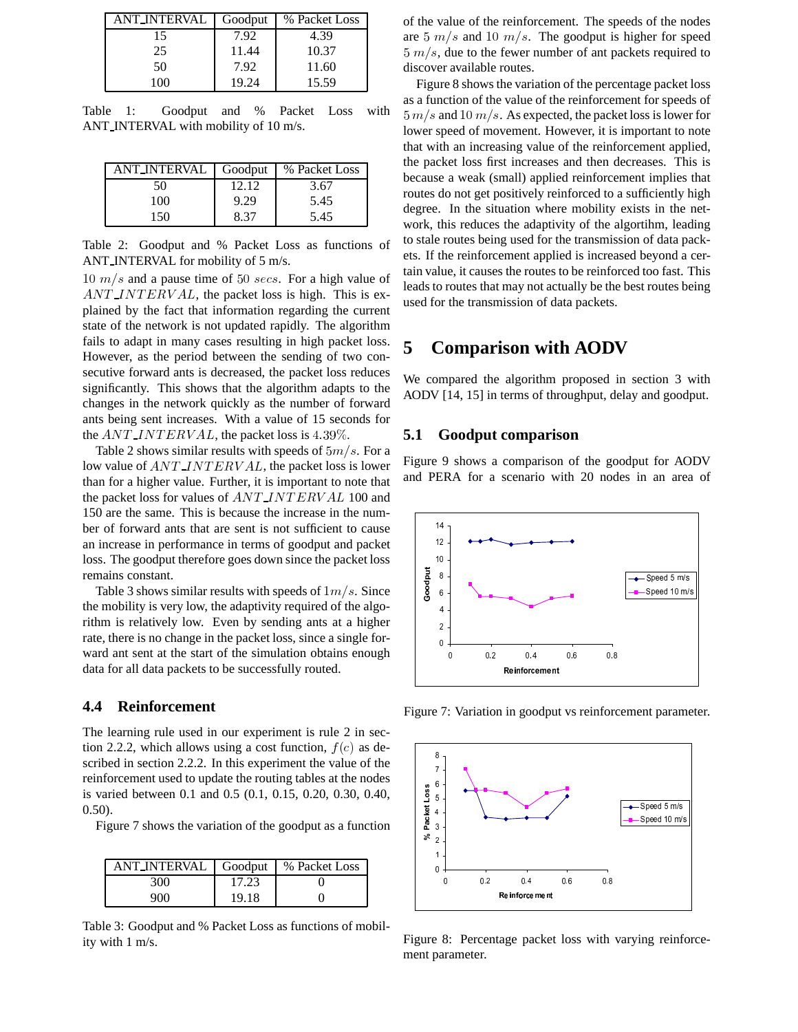| ANT_INTERVAL | Goodput | % Packet Loss |
|---|---|---|
| 15 | 7.92 | 4.39 |
| 25 | 11.44 | 10.37 |
| 50 | 7.92 | 11.60 |
| 100 | 19.24 | 15.59 |

Table 1: Goodput and % Packet Loss with ANT_INTERVAL with mobility of 10 m/s.

| ANT_INTERVAL | Goodput | % Packet Loss |
|---|---|---|
| 50 | 12.12 | 3.67 |
| 100 | 9.29 | 5.45 |
| 150 | 8.37 | 5.45 |

Table 2: Goodput and % Packet Loss as functions of ANT_INTERVAL for mobility of 5 m/s.

$10\ m/s$ and a pause time of $50\ secs$. For a high value of $ANT\_INTERVAL$, the packet loss is high. This is explained by the fact that information regarding the current state of the network is not updated rapidly. The algorithm fails to adapt in many cases resulting in high packet loss. However, as the period between the sending of two consecutive forward ants is decreased, the packet loss reduces significantly. This shows that the algorithm adapts to the changes in the network quickly as the number of forward ants being sent increases. With a value of 15 seconds for the $ANT\_INTERVAL$, the packet loss is $4.39\%$.

Table 2 shows similar results with speeds of $5m/s$. For a low value of $ANT\_INTERVAL$, the packet loss is lower than for a higher value. Further, it is important to note that the packet loss for values of $ANT\_INTERVAL$ 100 and 150 are the same. This is because the increase in the number of forward ants that are sent is not sufficient to cause an increase in performance in terms of goodput and packet loss. The goodput therefore goes down since the packet loss remains constant.

Table 3 shows similar results with speeds of $1m/s$. Since the mobility is very low, the adaptivity required of the algorithm is relatively low. Even by sending ants at a higher rate, there is no change in the packet loss, since a single forward ant sent at the start of the simulation obtains enough data for all data packets to be successfully routed.

### 4.4 Reinforcement

The learning rule used in our experiment is rule 2 in section 2.2.2, which allows using a cost function, $f(c)$ as described in section 2.2.2. In this experiment the value of the reinforcement used to update the routing tables at the nodes is varied between 0.1 and 0.5 (0.1, 0.15, 0.20, 0.30, 0.40, 0.50).

Figure 7 shows the variation of the goodput as a function of the value of the reinforcement. The speeds of the nodes are $5\ m/s$ and $10\ m/s$. The goodput is higher for speed $5\ m/s$, due to the fewer number of ant packets required to discover available routes.

| ANT_INTERVAL | Goodput | % Packet Loss |
|---|---|---|
| 300 | 17.23 | 0 |
| 900 | 19.18 | 0 |

Table 3: Goodput and % Packet Loss as functions of mobility with 1 m/s.

Figure 8 shows the variation of the percentage packet loss as a function of the value of the reinforcement for speeds of $5\,m/s$ and $10\,m/s$. As expected, the packet loss is lower for lower speed of movement. However, it is important to note that with an increasing value of the reinforcement applied, the packet loss first increases and then decreases. This is because a weak (small) applied reinforcement implies that routes do not get positively reinforced to a sufficiently high degree. In the situation where mobility exists in the network, this reduces the adaptivity of the algortihm, leading to stale routes being used for the transmission of data packets. If the reinforcement applied is increased beyond a certain value, it causes the routes to be reinforced too fast. This leads to routes that may not actually be the best routes being used for the transmission of data packets.

Figure 7: Variation in goodput vs reinforcement parameter.

Figure 8: Percentage packet loss with varying reinforcement parameter.

## 5 Comparison with AODV

We compared the algorithm proposed in section 3 with AODV [14, 15] in terms of throughput, delay and goodput.

### 5.1 Goodput comparison

Figure 9 shows a comparison of the goodput for AODV and PERA for a scenario with 20 nodes in an area of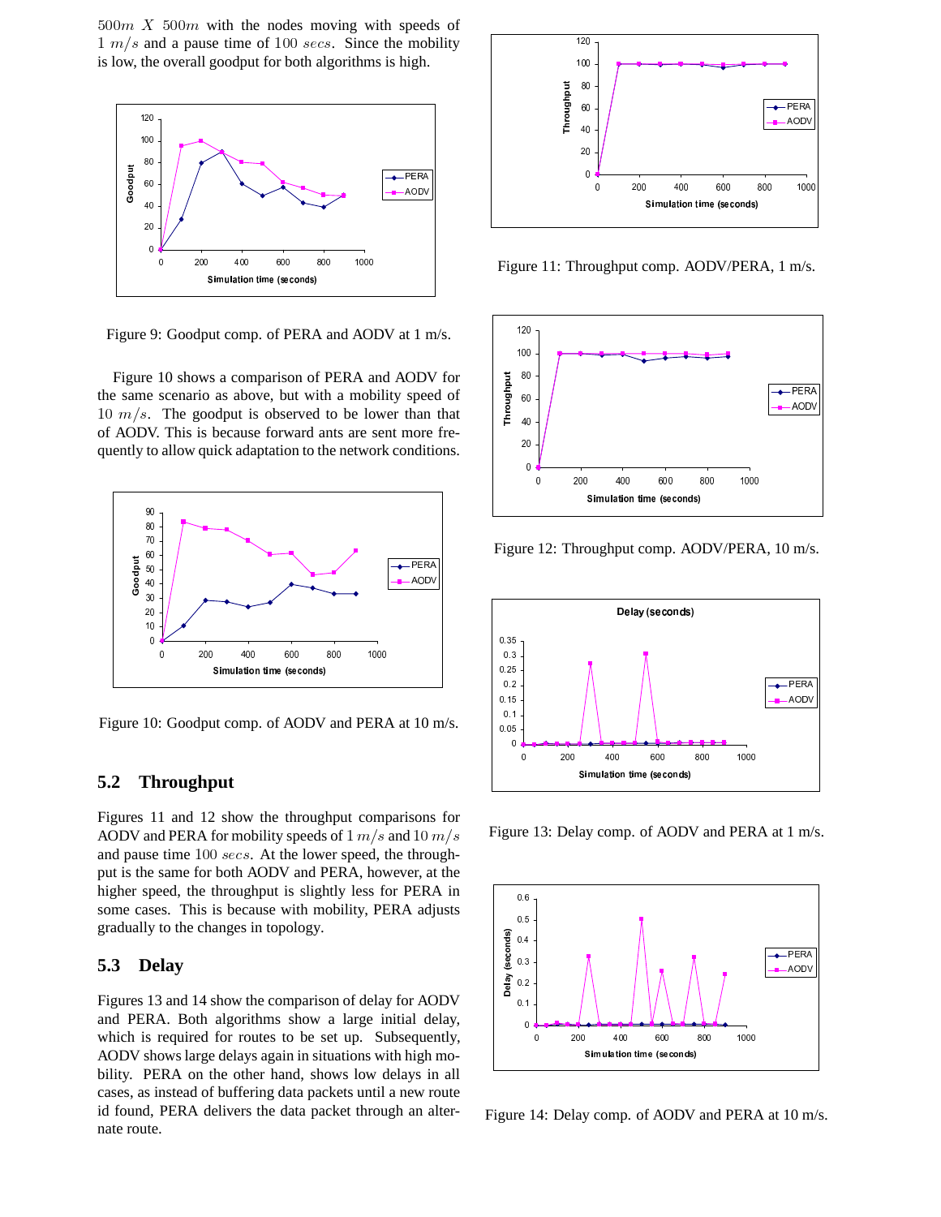$500m$ $X$ $500m$ with the nodes moving with speeds of $1$ $m/s$ and a pause time of $100$ $secs$. Since the mobility is low, the overall goodput for both algorithms is high.

Figure 9: Goodput comp. of PERA and AODV at 1 m/s.

Figure 10 shows a comparison of PERA and AODV for the same scenario as above, but with a mobility speed of $10$ $m/s$. The goodput is observed to be lower than that of AODV. This is because forward ants are sent more frequently to allow quick adaptation to the network conditions.

Figure 10: Goodput comp. of AODV and PERA at 10 m/s.

## 5.2 Throughput

Figures 11 and 12 show the throughput comparisons for AODV and PERA for mobility speeds of $1$ $m/s$ and $10$ $m/s$ and pause time $100$ $secs$. At the lower speed, the throughput is the same for both AODV and PERA, however, at the higher speed, the throughput is slightly less for PERA in some cases. This is because with mobility, PERA adjusts gradually to the changes in topology.

## 5.3 Delay

Figures 13 and 14 show the comparison of delay for AODV and PERA. Both algorithms show a large initial delay, which is required for routes to be set up. Subsequently, AODV shows large delays again in situations with high mobility. PERA on the other hand, shows low delays in all cases, as instead of buffering data packets until a new route id found, PERA delivers the data packet through an alternate route.

Figure 11: Throughput comp. AODV/PERA, 1 m/s.

Figure 12: Throughput comp. AODV/PERA, 10 m/s.

Figure 13: Delay comp. of AODV and PERA at 1 m/s.

Figure 14: Delay comp. of AODV and PERA at 10 m/s.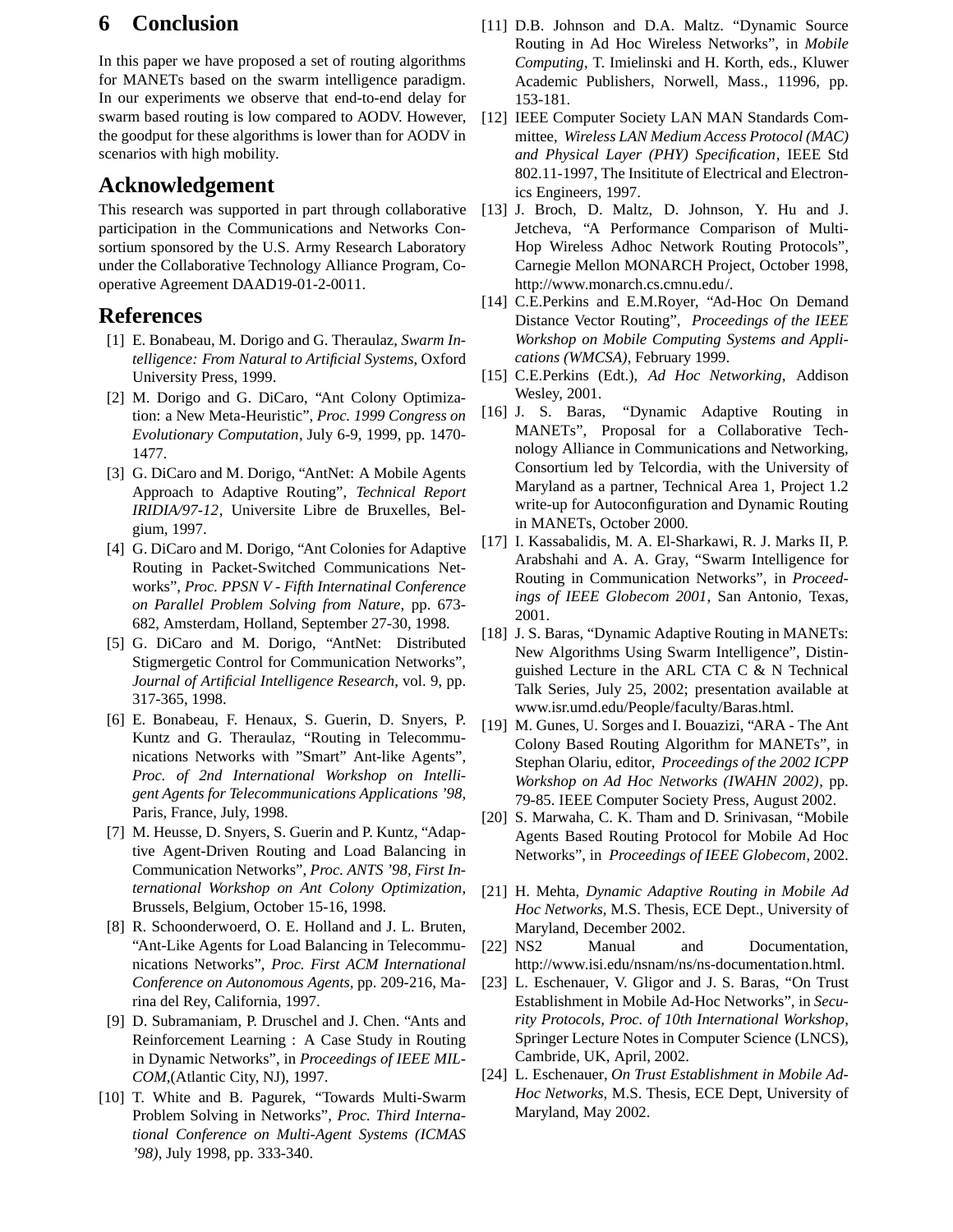# 6 Conclusion

In this paper we have proposed a set of routing algorithms for MANETs based on the swarm intelligence paradigm. In our experiments we observe that end-to-end delay for swarm based routing is low compared to AODV. However, the goodput for these algorithms is lower than for AODV in scenarios with high mobility.

# Acknowledgement

This research was supported in part through collaborative participation in the Communications and Networks Consortium sponsored by the U.S. Army Research Laboratory under the Collaborative Technology Alliance Program, Cooperative Agreement DAAD19-01-2-0011.

# References

[1] E. Bonabeau, M. Dorigo and G. Theraulaz, *Swarm Intelligence: From Natural to Artificial Systems*, Oxford University Press, 1999.

[2] M. Dorigo and G. DiCaro, "Ant Colony Optimization: a New Meta-Heuristic", *Proc. 1999 Congress on Evolutionary Computation*, July 6-9, 1999, pp. 1470-1477.

[3] G. DiCaro and M. Dorigo, "AntNet: A Mobile Agents Approach to Adaptive Routing", *Technical Report IRIDIA/97-12*, Universite Libre de Bruxelles, Belgium, 1997.

[4] G. DiCaro and M. Dorigo, "Ant Colonies for Adaptive Routing in Packet-Switched Communications Networks", *Proc. PPSN V - Fifth Internatinal Conference on Parallel Problem Solving from Nature*, pp. 673-682, Amsterdam, Holland, September 27-30, 1998.

[5] G. DiCaro and M. Dorigo, "AntNet: Distributed Stigmergetic Control for Communication Networks", *Journal of Artificial Intelligence Research*, vol. 9, pp. 317-365, 1998.

[6] E. Bonabeau, F. Henaux, S. Guerin, D. Snyers, P. Kuntz and G. Theraulaz, "Routing in Telecommunications Networks with "Smart" Ant-like Agents", *Proc. of 2nd International Workshop on Intelligent Agents for Telecommunications Applications '98*, Paris, France, July, 1998.

[7] M. Heusse, D. Snyers, S. Guerin and P. Kuntz, "Adaptive Agent-Driven Routing and Load Balancing in Communication Networks", *Proc. ANTS '98, First International Workshop on Ant Colony Optimization*, Brussels, Belgium, October 15-16, 1998.

[8] R. Schoonderwoerd, O. E. Holland and J. L. Bruten, "Ant-Like Agents for Load Balancing in Telecommunications Networks", *Proc. First ACM International Conference on Autonomous Agents*, pp. 209-216, Marina del Rey, California, 1997.

[9] D. Subramaniam, P. Druschel and J. Chen. "Ants and Reinforcement Learning : A Case Study in Routing in Dynamic Networks", in *Proceedings of IEEE MILCOM*,(Atlantic City, NJ), 1997.

[10] T. White and B. Pagurek, "Towards Multi-Swarm Problem Solving in Networks", *Proc. Third International Conference on Multi-Agent Systems (ICMAS '98)*, July 1998, pp. 333-340.

[11] D.B. Johnson and D.A. Maltz. "Dynamic Source Routing in Ad Hoc Wireless Networks", in *Mobile Computing*, T. Imielinski and H. Korth, eds., Kluwer Academic Publishers, Norwell, Mass., 11996, pp. 153-181.

[12] IEEE Computer Society LAN MAN Standards Committee, *Wireless LAN Medium Access Protocol (MAC) and Physical Layer (PHY) Specification*, IEEE Std 802.11-1997, The Insititute of Electrical and Electronics Engineers, 1997.

[13] J. Broch, D. Maltz, D. Johnson, Y. Hu and J. Jetcheva, "A Performance Comparison of Multi-Hop Wireless Adhoc Network Routing Protocols", Carnegie Mellon MONARCH Project, October 1998, http://www.monarch.cs.cmnu.edu/.

[14] C.E.Perkins and E.M.Royer, "Ad-Hoc On Demand Distance Vector Routing", *Proceedings of the IEEE Workshop on Mobile Computing Systems and Applications (WMCSA)*, February 1999.

[15] C.E.Perkins (Edt.), *Ad Hoc Networking*, Addison Wesley, 2001.

[16] J. S. Baras, "Dynamic Adaptive Routing in MANETs", Proposal for a Collaborative Technology Alliance in Communications and Networking, Consortium led by Telcordia, with the University of Maryland as a partner, Technical Area 1, Project 1.2 write-up for Autoconfiguration and Dynamic Routing in MANETs, October 2000.

[17] I. Kassabalidis, M. A. El-Sharkawi, R. J. Marks II, P. Arabshahi and A. A. Gray, "Swarm Intelligence for Routing in Communication Networks", in *Proceedings of IEEE Globecom 2001*, San Antonio, Texas, 2001.

[18] J. S. Baras, "Dynamic Adaptive Routing in MANETs: New Algorithms Using Swarm Intelligence", Distinguished Lecture in the ARL CTA C & N Technical Talk Series, July 25, 2002; presentation available at www.isr.umd.edu/People/faculty/Baras.html.

[19] M. Gunes, U. Sorges and I. Bouazizi, "ARA - The Ant Colony Based Routing Algorithm for MANETs", in Stephan Olariu, editor, *Proceedings of the 2002 ICPP Workshop on Ad Hoc Networks (IWAHN 2002)*, pp. 79-85. IEEE Computer Society Press, August 2002.

[20] S. Marwaha, C. K. Tham and D. Srinivasan, "Mobile Agents Based Routing Protocol for Mobile Ad Hoc Networks", in *Proceedings of IEEE Globecom*, 2002.

[21] H. Mehta, *Dynamic Adaptive Routing in Mobile Ad Hoc Networks*, M.S. Thesis, ECE Dept., University of Maryland, December 2002.

[22] NS2 Manual and Documentation, http://www.isi.edu/nsnam/ns/ns-documentation.html.

[23] L. Eschenauer, V. Gligor and J. S. Baras, "On Trust Establishment in Mobile Ad-Hoc Networks", in *Security Protocols, Proc. of 10th International Workshop*, Springer Lecture Notes in Computer Science (LNCS), Cambride, UK, April, 2002.

[24] L. Eschenauer, *On Trust Establishment in Mobile Ad-Hoc Networks*, M.S. Thesis, ECE Dept, University of Maryland, May 2002.